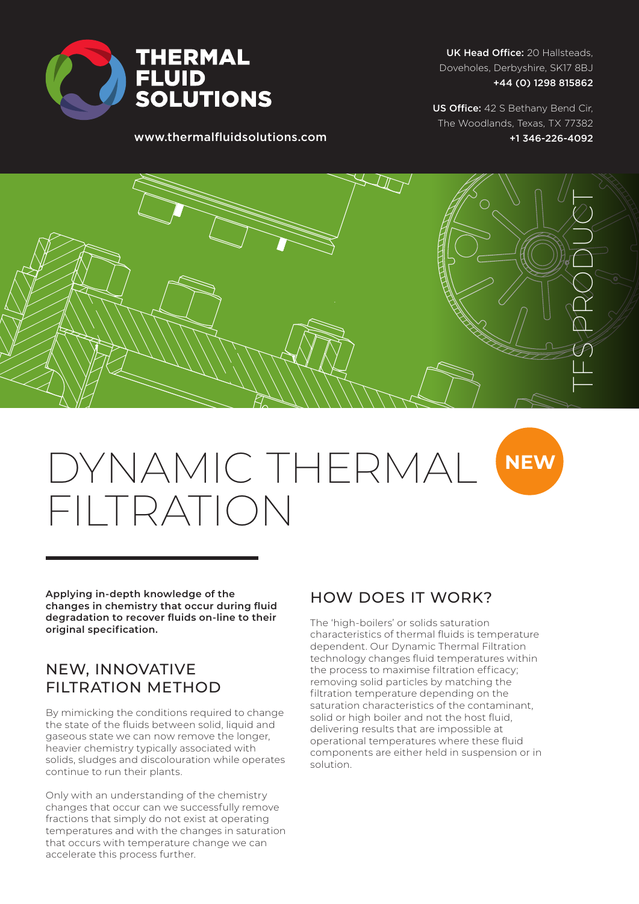**THERMAL FLUID SOLUTIONS**

www.thermalfluidsolutions.com

**UK Head Office:** 20 Hallsteads, Doveholes, Derbyshire, SK17 8BJ
**+44 (0) 1298 815862**

**US Office:** 42 S Bethany Bend Cir, The Woodlands, Texas, TX 77382
**+1 346-226-4092**

TFS PRODUCT

# DYNAMIC THERMAL FILTRATION

**NEW**

**Applying in-depth knowledge of the changes in chemistry that occur during fluid degradation to recover fluids on-line to their original specification.**

## NEW, INNOVATIVE FILTRATION METHOD

By mimicking the conditions required to change the state of the fluids between solid, liquid and gaseous state we can now remove the longer, heavier chemistry typically associated with solids, sludges and discolouration while operates continue to run their plants.

Only with an understanding of the chemistry changes that occur can we successfully remove fractions that simply do not exist at operating temperatures and with the changes in saturation that occurs with temperature change we can accelerate this process further.

## HOW DOES IT WORK?

The 'high-boilers' or solids saturation characteristics of thermal fluids is temperature dependent. Our Dynamic Thermal Filtration technology changes fluid temperatures within the process to maximise filtration efficacy; removing solid particles by matching the filtration temperature depending on the saturation characteristics of the contaminant, solid or high boiler and not the host fluid, delivering results that are impossible at operational temperatures where these fluid components are either held in suspension or in solution.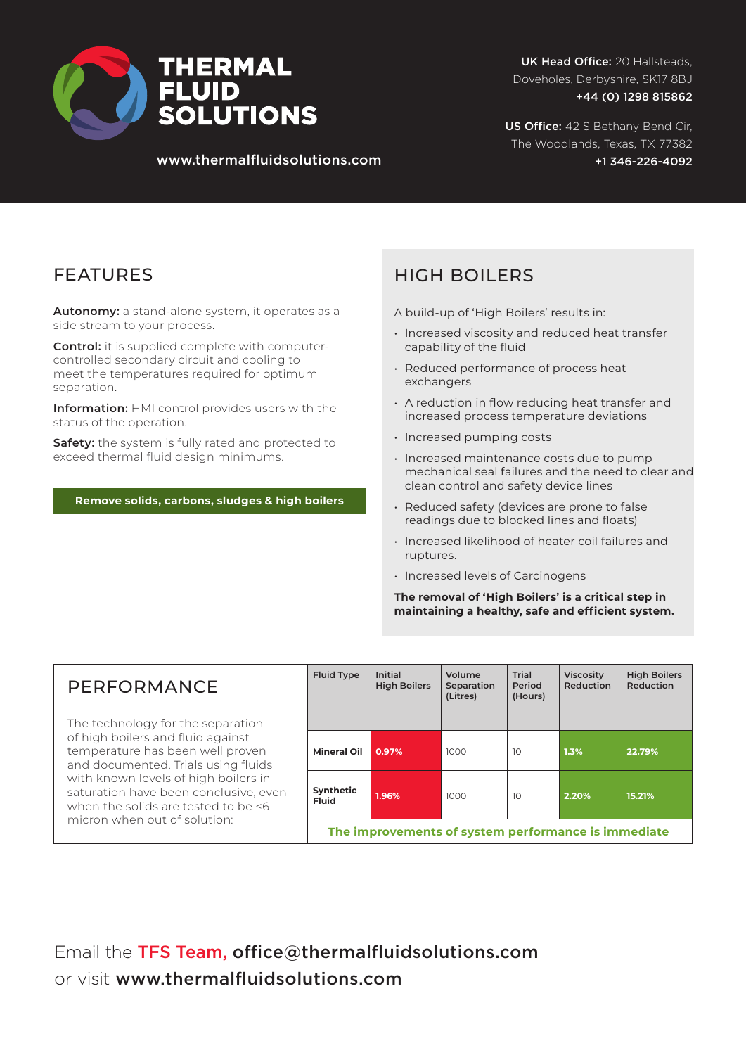# THERMAL FLUID SOLUTIONS

www.thermalfluidsolutions.com

**UK Head Office:** 20 Hallsteads, Doveholes, Derbyshire, SK17 8BJ
**+44 (0) 1298 815862**

**US Office:** 42 S Bethany Bend Cir, The Woodlands, Texas, TX 77382
**+1 346-226-4092**

## FEATURES

**Autonomy:** a stand-alone system, it operates as a side stream to your process.

**Control:** it is supplied complete with computer-controlled secondary circuit and cooling to meet the temperatures required for optimum separation.

**Information:** HMI control provides users with the status of the operation.

**Safety:** the system is fully rated and protected to exceed thermal fluid design minimums.

**Remove solids, carbons, sludges & high boilers**

## HIGH BOILERS

A build-up of 'High Boilers' results in:

- Increased viscosity and reduced heat transfer capability of the fluid
- Reduced performance of process heat exchangers
- A reduction in flow reducing heat transfer and increased process temperature deviations
- Increased pumping costs
- Increased maintenance costs due to pump mechanical seal failures and the need to clear and clean control and safety device lines
- Reduced safety (devices are prone to false readings due to blocked lines and floats)
- Increased likelihood of heater coil failures and ruptures.
- Increased levels of Carcinogens

**The removal of 'High Boilers' is a critical step in maintaining a healthy, safe and efficient system.**

## PERFORMANCE

The technology for the separation of high boilers and fluid against temperature has been well proven and documented. Trials using fluids with known levels of high boilers in saturation have been conclusive, even when the solids are tested to be <6 micron when out of solution:

| Fluid Type | Initial High Boilers | Volume Separation (Litres) | Trial Period (Hours) | Viscosity Reduction | High Boilers Reduction |
|---|---|---|---|---|---|
| Mineral Oil | 0.97% | 1000 | 10 | 1.3% | 22.79% |
| Synthetic Fluid | 1.96% | 1000 | 10 | 2.20% | 15.21% |

**The improvements of system performance is immediate**

Email the **TFS Team,** **office@thermalfluidsolutions.com**
or visit **www.thermalfluidsolutions.com**